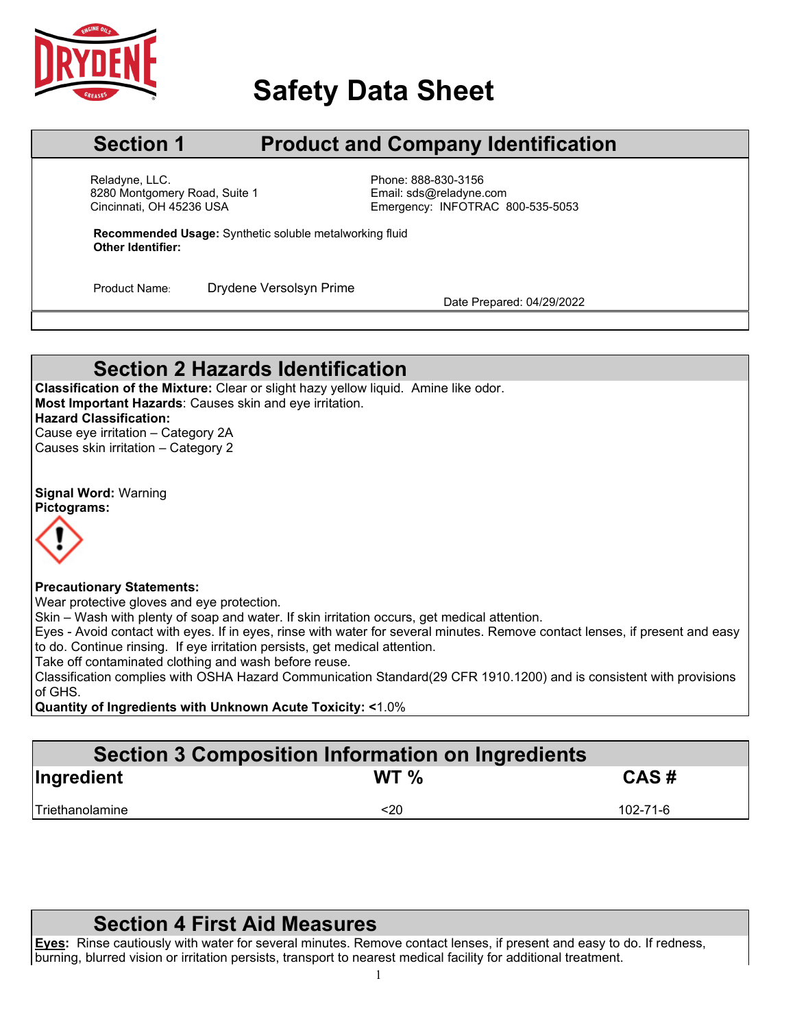# Safety Data Sheet

## Section 1 Product and Company Identification

Reladyne, LLC.
8280 Montgomery Road, Suite 1
Cincinnati, OH 45236 USA

Phone: 888-830-3156
Email: sds@reladyne.com
Emergency: INFOTRAC 800-535-5053

**Recommended Usage:** Synthetic soluble metalworking fluid
**Other Identifier:**

Product Name: Drydene Versolsyn Prime

Date Prepared: 04/29/2022

## Section 2 Hazards Identification

**Classification of the Mixture:** Clear or slight hazy yellow liquid. Amine like odor.
**Most Important Hazards**: Causes skin and eye irritation.
**Hazard Classification:**
Cause eye irritation – Category 2A
Causes skin irritation – Category 2

**Signal Word:** Warning
**Pictograms:**

**Precautionary Statements:**
Wear protective gloves and eye protection.
Skin – Wash with plenty of soap and water. If skin irritation occurs, get medical attention.
Eyes - Avoid contact with eyes. If in eyes, rinse with water for several minutes. Remove contact lenses, if present and easy to do. Continue rinsing. If eye irritation persists, get medical attention.
Take off contaminated clothing and wash before reuse.
Classification complies with OSHA Hazard Communication Standard(29 CFR 1910.1200) and is consistent with provisions of GHS.
**Quantity of Ingredients with Unknown Acute Toxicity: <**1.0%

## Section 3 Composition Information on Ingredients

| Ingredient | WT % | CAS # |
|---|---|---|
| Triethanolamine | <20 | 102-71-6 |

## Section 4 First Aid Measures

**Eyes:** Rinse cautiously with water for several minutes. Remove contact lenses, if present and easy to do. If redness, burning, blurred vision or irritation persists, transport to nearest medical facility for additional treatment.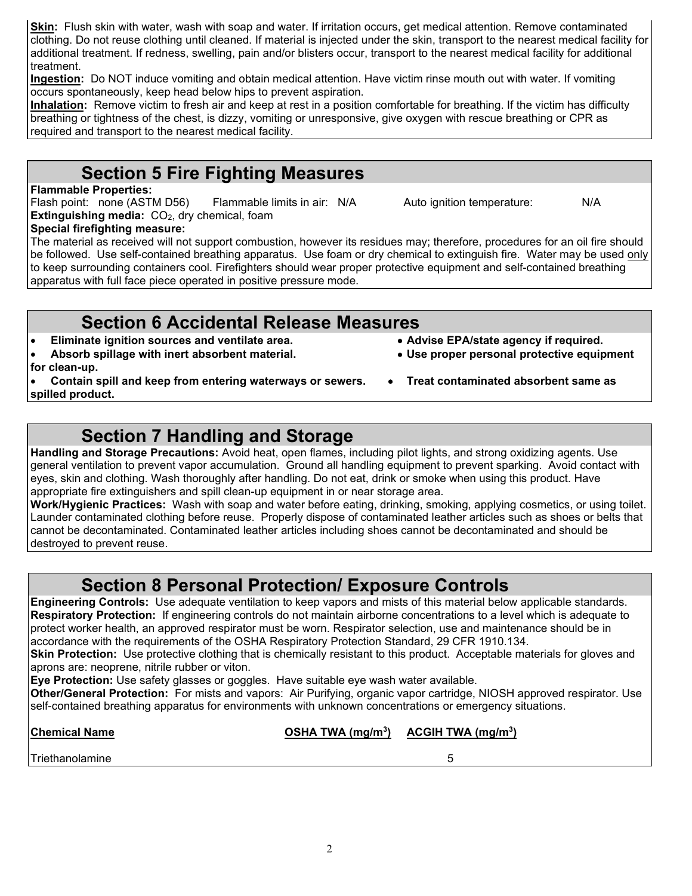**Skin:** Flush skin with water, wash with soap and water. If irritation occurs, get medical attention. Remove contaminated clothing. Do not reuse clothing until cleaned. If material is injected under the skin, transport to the nearest medical facility for additional treatment. If redness, swelling, pain and/or blisters occur, transport to the nearest medical facility for additional treatment.

**Ingestion:** Do NOT induce vomiting and obtain medical attention. Have victim rinse mouth out with water. If vomiting occurs spontaneously, keep head below hips to prevent aspiration.

**Inhalation:** Remove victim to fresh air and keep at rest in a position comfortable for breathing. If the victim has difficulty breathing or tightness of the chest, is dizzy, vomiting or unresponsive, give oxygen with rescue breathing or CPR as required and transport to the nearest medical facility.

## Section 5 Fire Fighting Measures

**Flammable Properties:**

Flash point: none (ASTM D56) Flammable limits in air: N/A Auto ignition temperature: N/A

**Extinguishing media:** $CO_2$, dry chemical, foam

**Special firefighting measure:**

The material as received will not support combustion, however its residues may; therefore, procedures for an oil fire should be followed. Use self-contained breathing apparatus. Use foam or dry chemical to extinguish fire. Water may be used only to keep surrounding containers cool. Firefighters should wear proper protective equipment and self-contained breathing apparatus with full face piece operated in positive pressure mode.

## Section 6 Accidental Release Measures

- **Eliminate ignition sources and ventilate area.**
- **Absorb spillage with inert absorbent material.**
- **Contain spill and keep from entering waterways or sewers.**
- **Advise EPA/state agency if required.**
- **Use proper personal protective equipment for clean-up.**
- **Treat contaminated absorbent same as spilled product.**

## Section 7 Handling and Storage

**Handling and Storage Precautions:** Avoid heat, open flames, including pilot lights, and strong oxidizing agents. Use general ventilation to prevent vapor accumulation. Ground all handling equipment to prevent sparking. Avoid contact with eyes, skin and clothing. Wash thoroughly after handling. Do not eat, drink or smoke when using this product. Have appropriate fire extinguishers and spill clean-up equipment in or near storage area.

**Work/Hygienic Practices:** Wash with soap and water before eating, drinking, smoking, applying cosmetics, or using toilet. Launder contaminated clothing before reuse. Properly dispose of contaminated leather articles such as shoes or belts that cannot be decontaminated. Contaminated leather articles including shoes cannot be decontaminated and should be destroyed to prevent reuse.

## Section 8 Personal Protection/ Exposure Controls

**Engineering Controls:** Use adequate ventilation to keep vapors and mists of this material below applicable standards.

**Respiratory Protection:** If engineering controls do not maintain airborne concentrations to a level which is adequate to protect worker health, an approved respirator must be worn. Respirator selection, use and maintenance should be in accordance with the requirements of the OSHA Respiratory Protection Standard, 29 CFR 1910.134.

**Skin Protection:** Use protective clothing that is chemically resistant to this product. Acceptable materials for gloves and aprons are: neoprene, nitrile rubber or viton.

**Eye Protection:** Use safety glasses or goggles. Have suitable eye wash water available.

**Other/General Protection:** For mists and vapors: Air Purifying, organic vapor cartridge, NIOSH approved respirator. Use self-contained breathing apparatus for environments with unknown concentrations or emergency situations.

| Chemical Name | OSHA TWA ($mg/m^3$) | ACGIH TWA ($mg/m^3$) |
| --- | --- | --- |
| Triethanolamine | | 5 |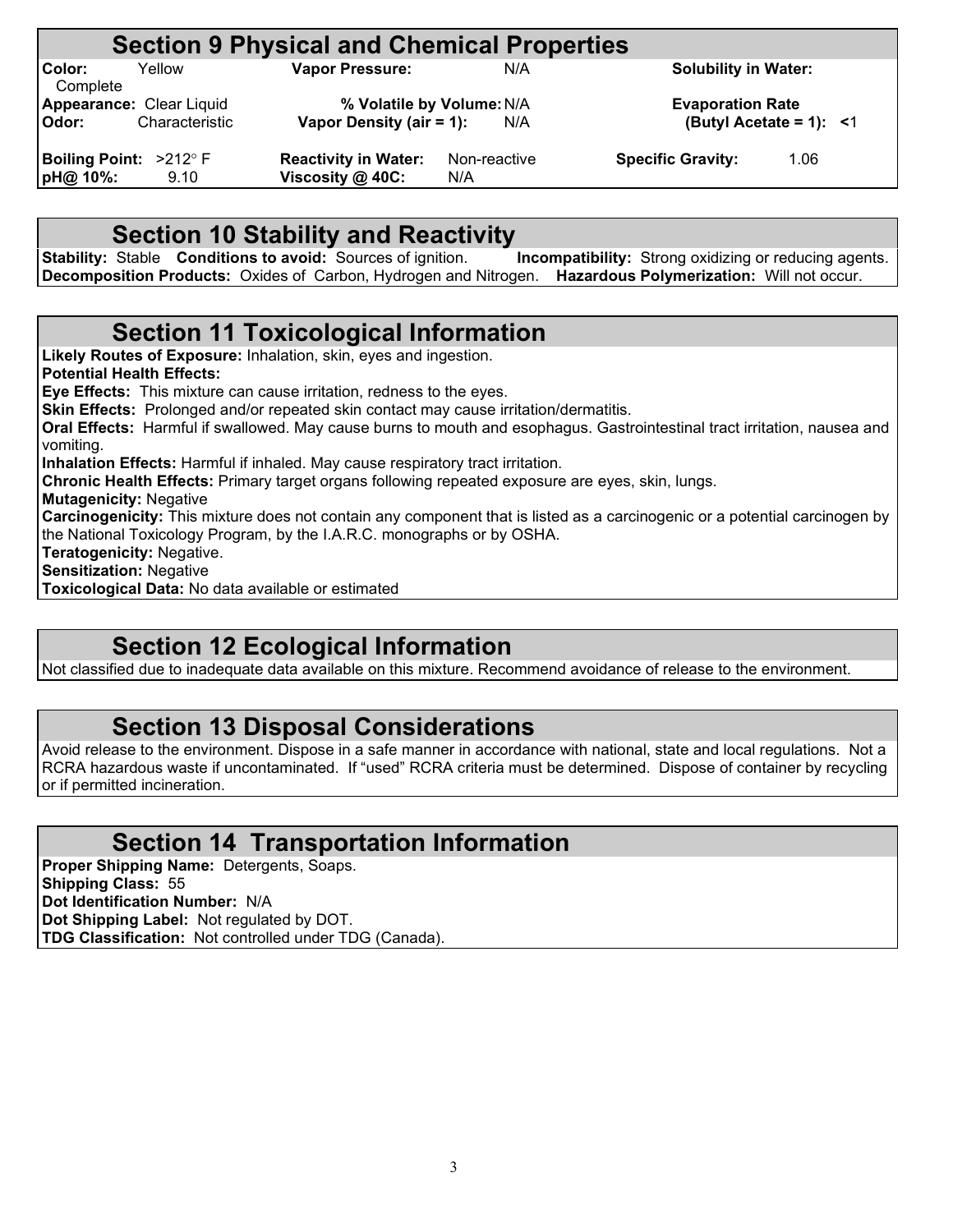## Section 9 Physical and Chemical Properties

| | | | | | |
|---|---|---|---|---|---|
| **Color:** | Yellow | **Vapor Pressure:** | N/A | **Solubility in Water:** Complete | |
| **Appearance:** | Clear Liquid | **% Volatile by Volume:** | N/A | **Evaporation Rate (Butyl Acetate = 1):** | <1 |
| **Odor:** | Characteristic | **Vapor Density (air = 1):** | N/A | | |
| **Boiling Point:** | >212° F | **Reactivity in Water:** | Non-reactive | **Specific Gravity:** | 1.06 |
| **pH@ 10%:** | 9.10 | **Viscosity @ 40C:** | N/A | | |

## Section 10 Stability and Reactivity

**Stability:** Stable **Conditions to avoid:** Sources of ignition. **Incompatibility:** Strong oxidizing or reducing agents.
**Decomposition Products:** Oxides of Carbon, Hydrogen and Nitrogen. **Hazardous Polymerization:** Will not occur.

## Section 11 Toxicological Information

**Likely Routes of Exposure:** Inhalation, skin, eyes and ingestion.
**Potential Health Effects:**
**Eye Effects:** This mixture can cause irritation, redness to the eyes.
**Skin Effects:** Prolonged and/or repeated skin contact may cause irritation/dermatitis.
**Oral Effects:** Harmful if swallowed. May cause burns to mouth and esophagus. Gastrointestinal tract irritation, nausea and vomiting.
**Inhalation Effects:** Harmful if inhaled. May cause respiratory tract irritation.
**Chronic Health Effects:** Primary target organs following repeated exposure are eyes, skin, lungs.
**Mutagenicity:** Negative
**Carcinogenicity:** This mixture does not contain any component that is listed as a carcinogenic or a potential carcinogen by the National Toxicology Program, by the I.A.R.C. monographs or by OSHA.
**Teratogenicity:** Negative.
**Sensitization:** Negative
**Toxicological Data:** No data available or estimated

## Section 12 Ecological Information

Not classified due to inadequate data available on this mixture. Recommend avoidance of release to the environment.

## Section 13 Disposal Considerations

Avoid release to the environment. Dispose in a safe manner in accordance with national, state and local regulations. Not a RCRA hazardous waste if uncontaminated. If "used" RCRA criteria must be determined. Dispose of container by recycling or if permitted incineration.

## Section 14 Transportation Information

**Proper Shipping Name:** Detergents, Soaps.
**Shipping Class:** 55
**Dot Identification Number:** N/A
**Dot Shipping Label:** Not regulated by DOT.
**TDG Classification:** Not controlled under TDG (Canada).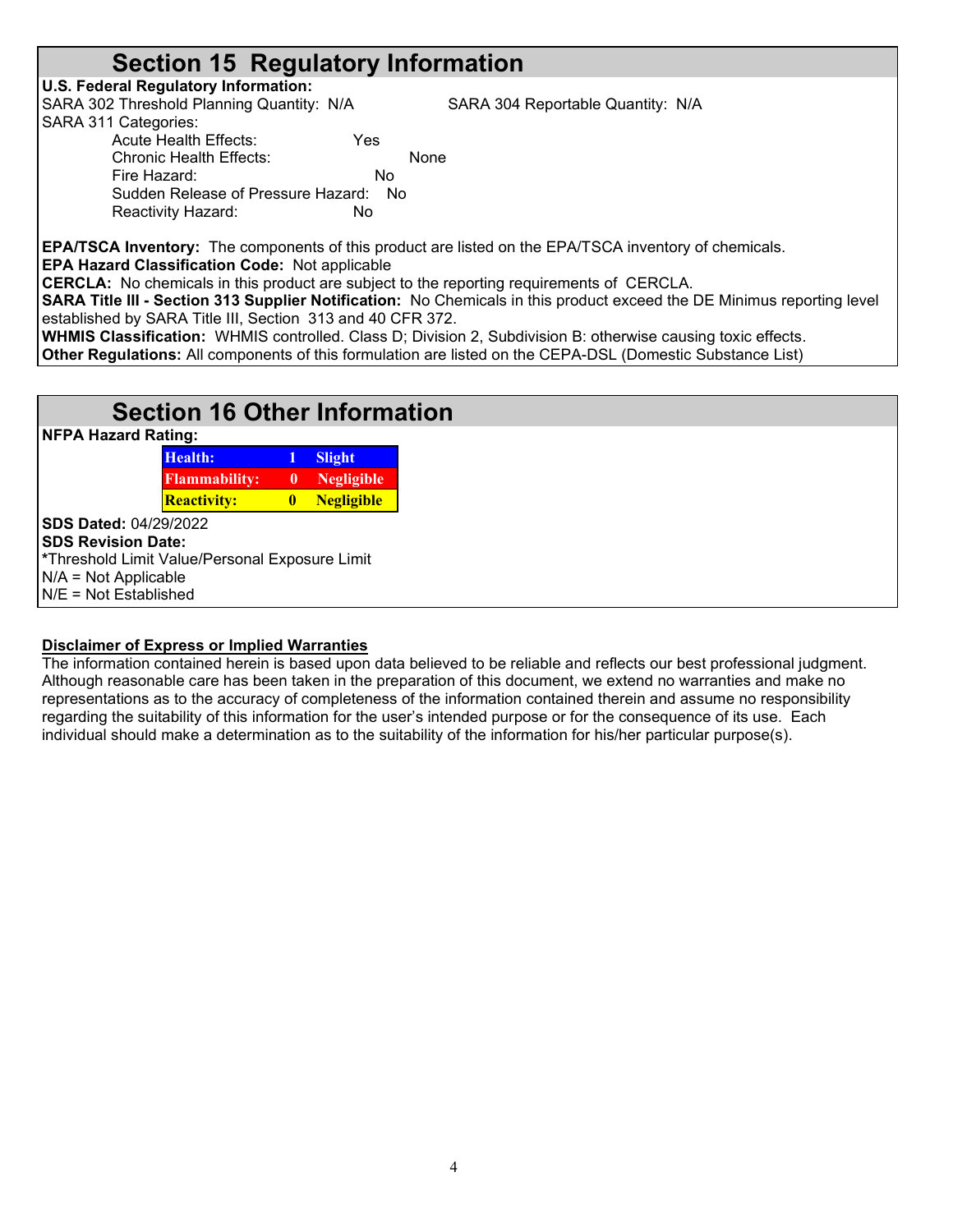# Section 15 Regulatory Information

**U.S. Federal Regulatory Information:**

SARA 302 Threshold Planning Quantity: N/A SARA 304 Reportable Quantity: N/A

SARA 311 Categories:

- Acute Health Effects: Yes
- Chronic Health Effects: None
- Fire Hazard: No
- Sudden Release of Pressure Hazard: No
- Reactivity Hazard: No

**EPA/TSCA Inventory:** The components of this product are listed on the EPA/TSCA inventory of chemicals.

**EPA Hazard Classification Code:** Not applicable

**CERCLA:** No chemicals in this product are subject to the reporting requirements of CERCLA.

**SARA Title III - Section 313 Supplier Notification:** No Chemicals in this product exceed the DE Minimus reporting level established by SARA Title III, Section 313 and 40 CFR 372.

**WHMIS Classification:** WHMIS controlled. Class D; Division 2, Subdivision B: otherwise causing toxic effects.

**Other Regulations:** All components of this formulation are listed on the CEPA-DSL (Domestic Substance List)

# Section 16 Other Information

**NFPA Hazard Rating:**

| | | |
|---|---|---|
| Health: | 1 | Slight |
| Flammability: | 0 | Negligible |
| Reactivity: | 0 | Negligible |

**SDS Dated:** 04/29/2022

**SDS Revision Date:**

*Threshold Limit Value/Personal Exposure Limit

N/A = Not Applicable

N/E = Not Established

**Disclaimer of Express or Implied Warranties**

The information contained herein is based upon data believed to be reliable and reflects our best professional judgment. Although reasonable care has been taken in the preparation of this document, we extend no warranties and make no representations as to the accuracy of completeness of the information contained therein and assume no responsibility regarding the suitability of this information for the user's intended purpose or for the consequence of its use. Each individual should make a determination as to the suitability of the information for his/her particular purpose(s).